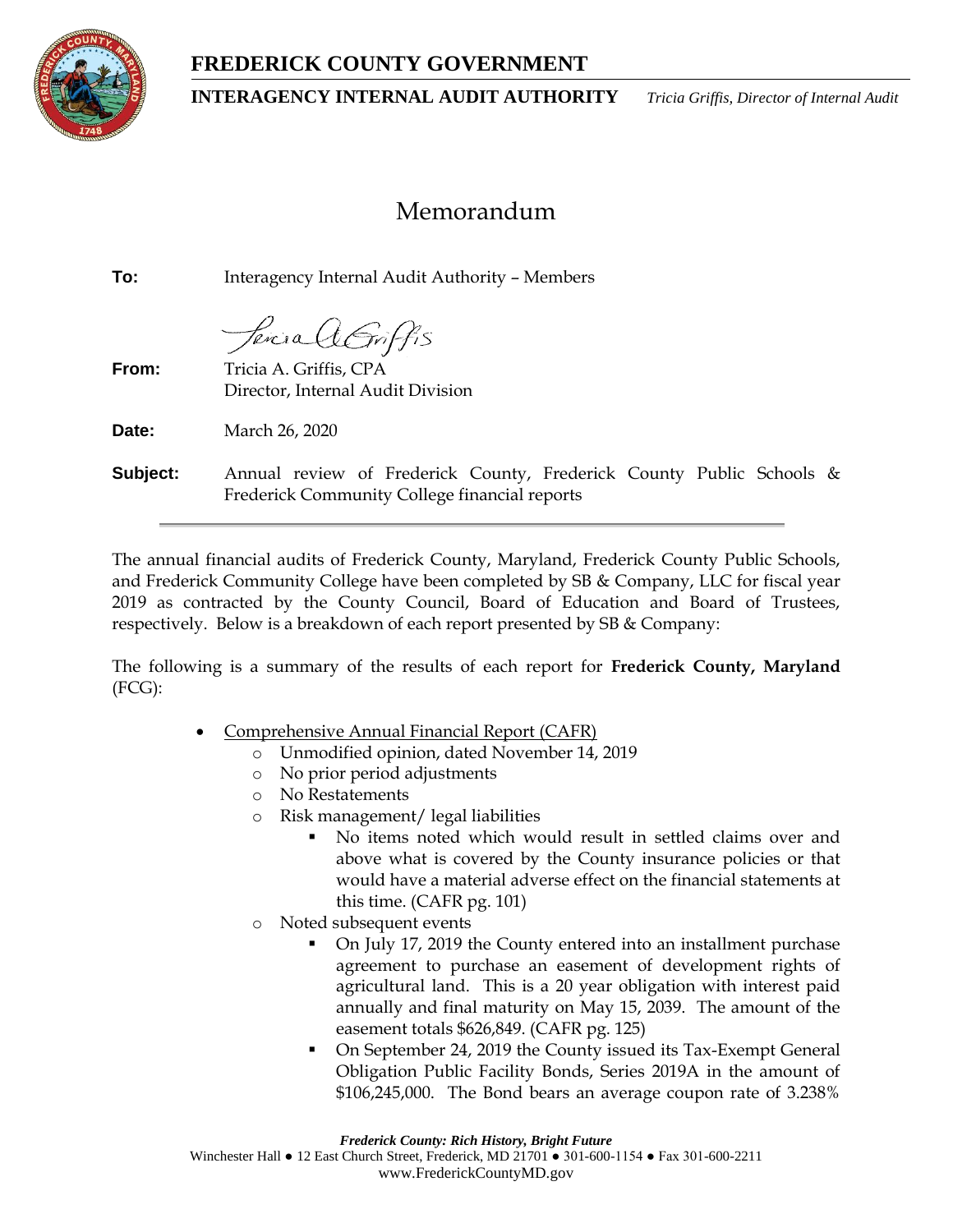# FREDERICK COUNTY GOVERNMENT

**INTERAGENCY INTERNAL AUDIT AUTHORITY** *Tricia Griffis, Director of Internal Audit*

## Memorandum

**To:** Interagency Internal Audit Authority – Members

**From:** Tricia A. Griffis, CPA
Director, Internal Audit Division

**Date:** March 26, 2020

**Subject:** Annual review of Frederick County, Frederick County Public Schools & Frederick Community College financial reports

---

The annual financial audits of Frederick County, Maryland, Frederick County Public Schools, and Frederick Community College have been completed by SB & Company, LLC for fiscal year 2019 as contracted by the County Council, Board of Education and Board of Trustees, respectively. Below is a breakdown of each report presented by SB & Company:

The following is a summary of the results of each report for **Frederick County, Maryland** (FCG):

- Comprehensive Annual Financial Report (CAFR)
  - Unmodified opinion, dated November 14, 2019
  - No prior period adjustments
  - No Restatements
  - Risk management/ legal liabilities
    - No items noted which would result in settled claims over and above what is covered by the County insurance policies or that would have a material adverse effect on the financial statements at this time. (CAFR pg. 101)
  - Noted subsequent events
    - On July 17, 2019 the County entered into an installment purchase agreement to purchase an easement of development rights of agricultural land. This is a 20 year obligation with interest paid annually and final maturity on May 15, 2039. The amount of the easement totals $626,849. (CAFR pg. 125)
    - On September 24, 2019 the County issued its Tax-Exempt General Obligation Public Facility Bonds, Series 2019A in the amount of $106,245,000. The Bond bears an average coupon rate of 3.238%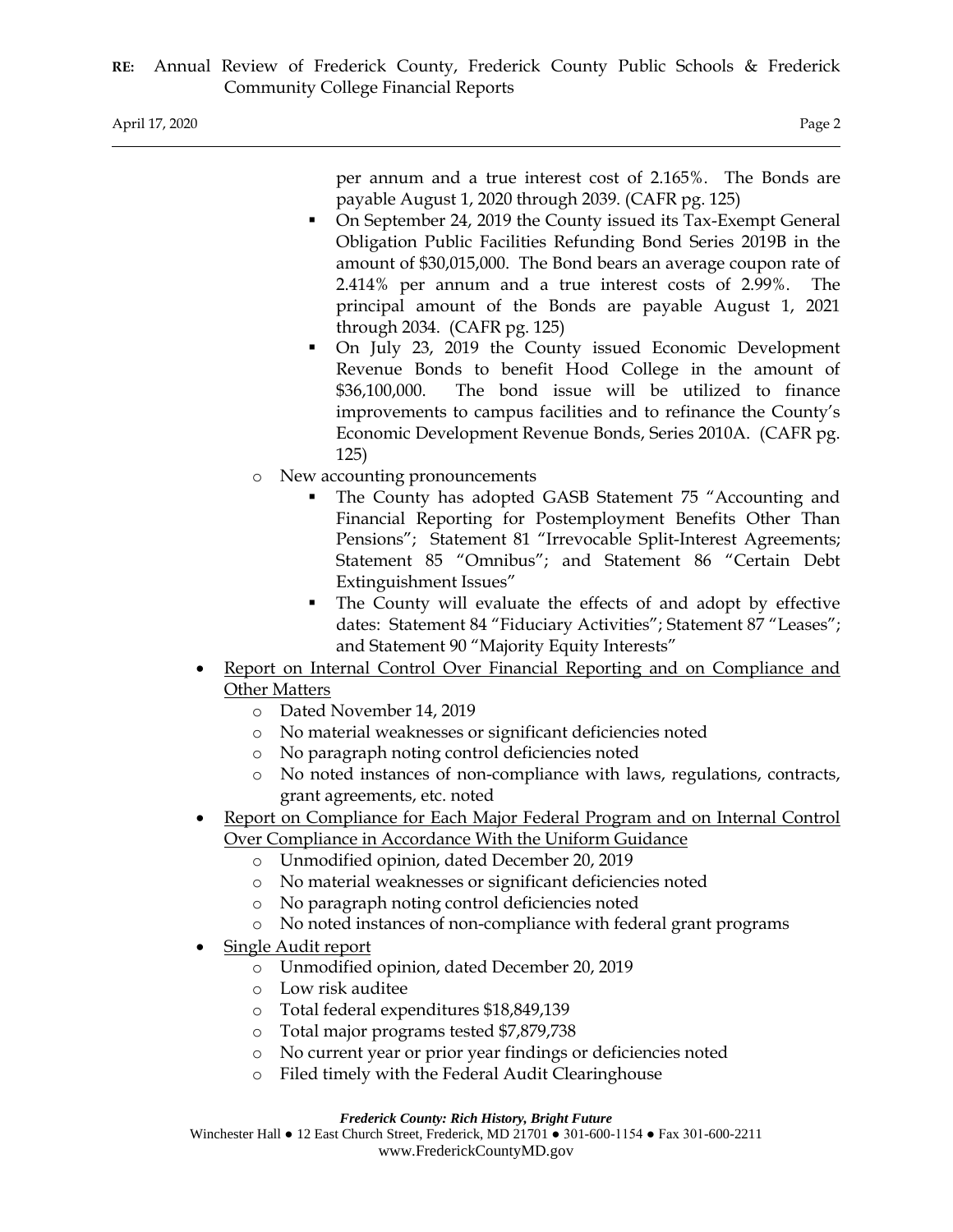per annum and a true interest cost of 2.165%. The Bonds are payable August 1, 2020 through 2039. (CAFR pg. 125)

            - On September 24, 2019 the County issued its Tax-Exempt General Obligation Public Facilities Refunding Bond Series 2019B in the amount of $30,015,000. The Bond bears an average coupon rate of 2.414% per annum and a true interest costs of 2.99%. The principal amount of the Bonds are payable August 1, 2021 through 2034. (CAFR pg. 125)
            - On July 23, 2019 the County issued Economic Development Revenue Bonds to benefit Hood College in the amount of $36,100,000. The bond issue will be utilized to finance improvements to campus facilities and to refinance the County's Economic Development Revenue Bonds, Series 2010A. (CAFR pg. 125)
    - New accounting pronouncements
        - The County has adopted GASB Statement 75 "Accounting and Financial Reporting for Postemployment Benefits Other Than Pensions"; Statement 81 "Irrevocable Split-Interest Agreements; Statement 85 "Omnibus"; and Statement 86 "Certain Debt Extinguishment Issues"
        - The County will evaluate the effects of and adopt by effective dates: Statement 84 "Fiduciary Activities"; Statement 87 "Leases"; and Statement 90 "Majority Equity Interests"
- <u>Report on Internal Control Over Financial Reporting and on Compliance and Other Matters</u>
    - Dated November 14, 2019
    - No material weaknesses or significant deficiencies noted
    - No paragraph noting control deficiencies noted
    - No noted instances of non-compliance with laws, regulations, contracts, grant agreements, etc. noted
- <u>Report on Compliance for Each Major Federal Program and on Internal Control Over Compliance in Accordance With the Uniform Guidance</u>
    - Unmodified opinion, dated December 20, 2019
    - No material weaknesses or significant deficiencies noted
    - No paragraph noting control deficiencies noted
    - No noted instances of non-compliance with federal grant programs
- <u>Single Audit report</u>
    - Unmodified opinion, dated December 20, 2019
    - Low risk auditee
    - Total federal expenditures $18,849,139
    - Total major programs tested $7,879,738
    - No current year or prior year findings or deficiencies noted
    - Filed timely with the Federal Audit Clearinghouse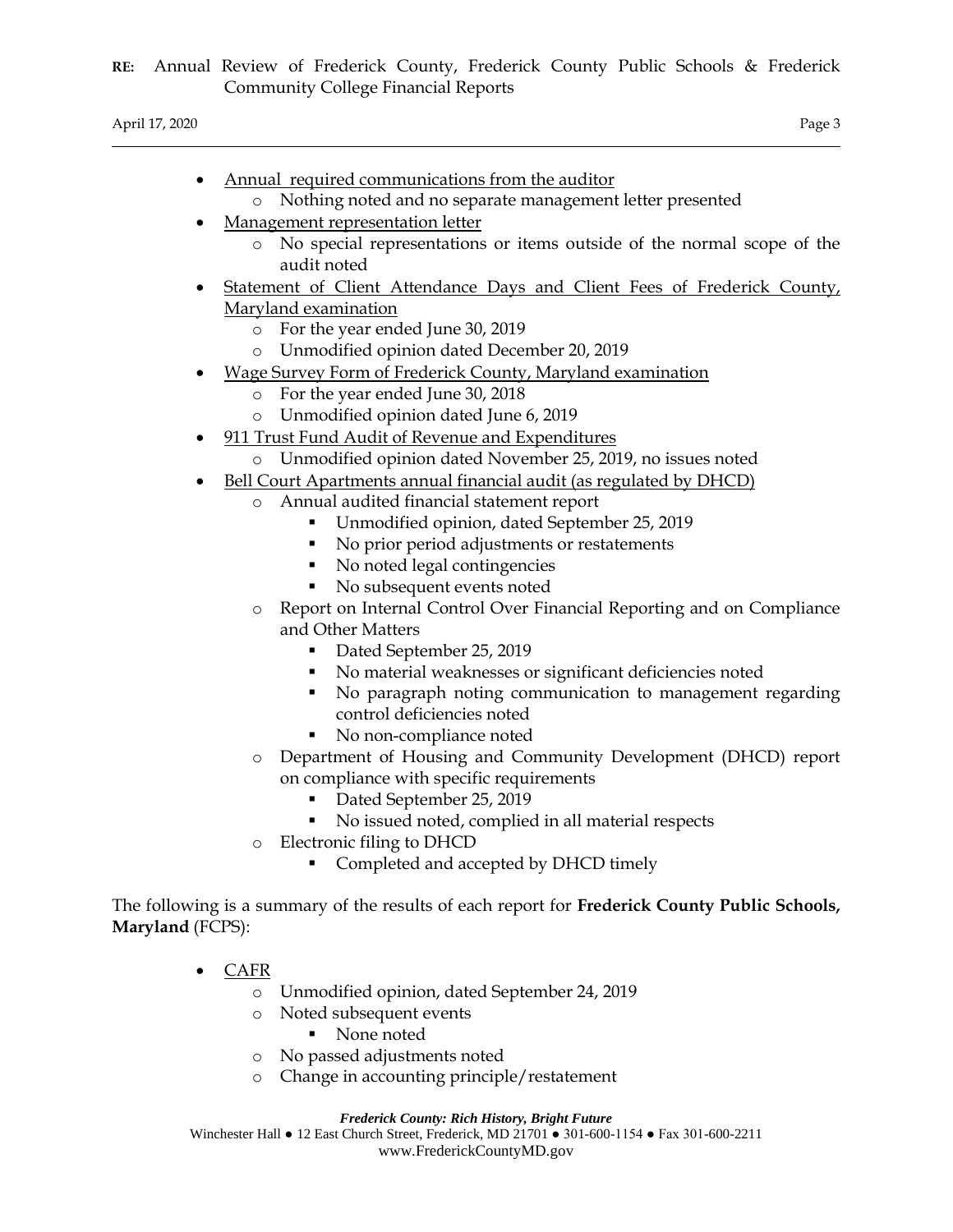- Annual required communications from the auditor
    - Nothing noted and no separate management letter presented
- Management representation letter
    - No special representations or items outside of the normal scope of the audit noted
- Statement of Client Attendance Days and Client Fees of Frederick County, Maryland examination
    - For the year ended June 30, 2019
    - Unmodified opinion dated December 20, 2019
- Wage Survey Form of Frederick County, Maryland examination
    - For the year ended June 30, 2018
    - Unmodified opinion dated June 6, 2019
- 911 Trust Fund Audit of Revenue and Expenditures
    - Unmodified opinion dated November 25, 2019, no issues noted
- Bell Court Apartments annual financial audit (as regulated by DHCD)
    - Annual audited financial statement report
        - Unmodified opinion, dated September 25, 2019
        - No prior period adjustments or restatements
        - No noted legal contingencies
        - No subsequent events noted
    - Report on Internal Control Over Financial Reporting and on Compliance and Other Matters
        - Dated September 25, 2019
        - No material weaknesses or significant deficiencies noted
        - No paragraph noting communication to management regarding control deficiencies noted
        - No non-compliance noted
    - Department of Housing and Community Development (DHCD) report on compliance with specific requirements
        - Dated September 25, 2019
        - No issued noted, complied in all material respects
    - Electronic filing to DHCD
        - Completed and accepted by DHCD timely

The following is a summary of the results of each report for **Frederick County Public Schools, Maryland** (FCPS):

- CAFR
    - Unmodified opinion, dated September 24, 2019
    - Noted subsequent events
        - None noted
    - No passed adjustments noted
    - Change in accounting principle/restatement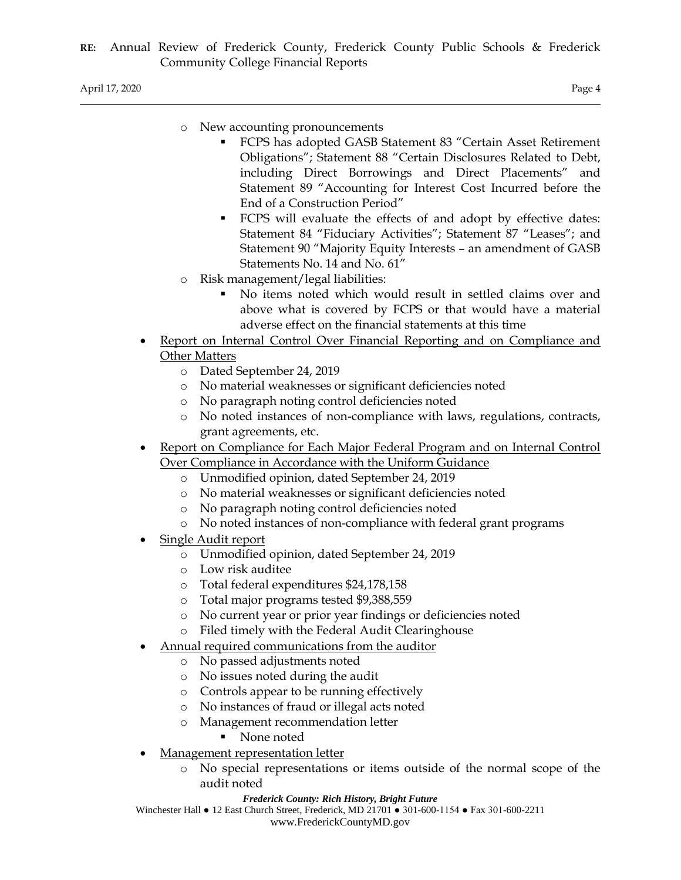- New accounting pronouncements
  - FCPS has adopted GASB Statement 83 "Certain Asset Retirement Obligations"; Statement 88 "Certain Disclosures Related to Debt, including Direct Borrowings and Direct Placements" and Statement 89 "Accounting for Interest Cost Incurred before the End of a Construction Period"
  - FCPS will evaluate the effects of and adopt by effective dates: Statement 84 "Fiduciary Activities"; Statement 87 "Leases"; and Statement 90 "Majority Equity Interests – an amendment of GASB Statements No. 14 and No. 61"
- Risk management/legal liabilities:
  - No items noted which would result in settled claims over and above what is covered by FCPS or that would have a material adverse effect on the financial statements at this time

- <u>Report on Internal Control Over Financial Reporting and on Compliance and Other Matters</u>
  - Dated September 24, 2019
  - No material weaknesses or significant deficiencies noted
  - No paragraph noting control deficiencies noted
  - No noted instances of non-compliance with laws, regulations, contracts, grant agreements, etc.
- <u>Report on Compliance for Each Major Federal Program and on Internal Control Over Compliance in Accordance with the Uniform Guidance</u>
  - Unmodified opinion, dated September 24, 2019
  - No material weaknesses or significant deficiencies noted
  - No paragraph noting control deficiencies noted
  - No noted instances of non-compliance with federal grant programs
- <u>Single Audit report</u>
  - Unmodified opinion, dated September 24, 2019
  - Low risk auditee
  - Total federal expenditures $24,178,158
  - Total major programs tested $9,388,559
  - No current year or prior year findings or deficiencies noted
  - Filed timely with the Federal Audit Clearinghouse
- <u>Annual required communications from the auditor</u>
  - No passed adjustments noted
  - No issues noted during the audit
  - Controls appear to be running effectively
  - No instances of fraud or illegal acts noted
  - Management recommendation letter
    - None noted
- <u>Management representation letter</u>
  - No special representations or items outside of the normal scope of the audit noted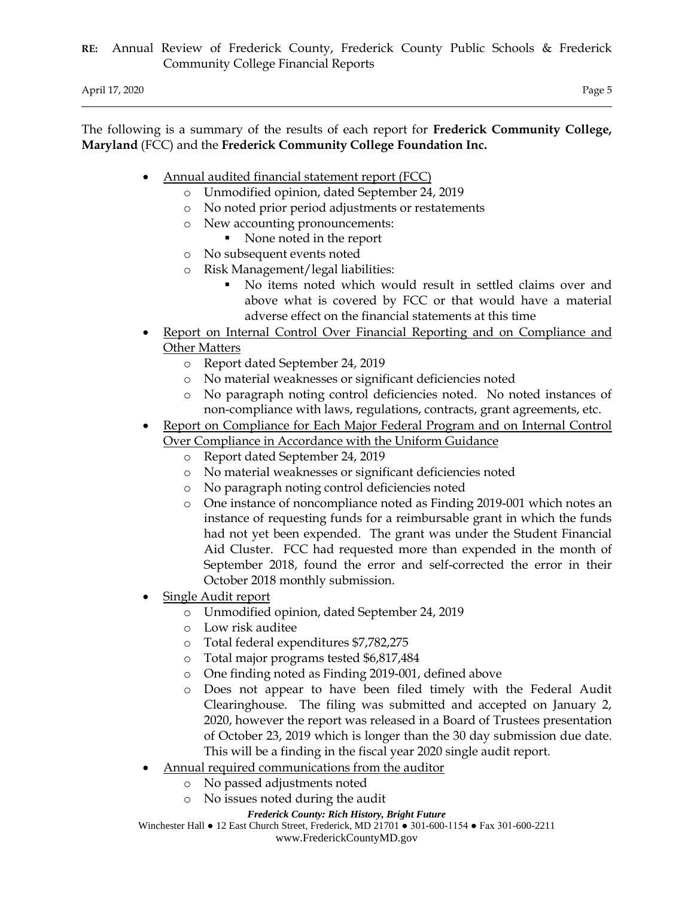The following is a summary of the results of each report for **Frederick Community College, Maryland** (FCC) and the **Frederick Community College Foundation Inc.**

- Annual audited financial statement report (FCC)
  - Unmodified opinion, dated September 24, 2019
  - No noted prior period adjustments or restatements
  - New accounting pronouncements:
    - None noted in the report
  - No subsequent events noted
  - Risk Management/legal liabilities:
    - No items noted which would result in settled claims over and above what is covered by FCC or that would have a material adverse effect on the financial statements at this time
- Report on Internal Control Over Financial Reporting and on Compliance and Other Matters
  - Report dated September 24, 2019
  - No material weaknesses or significant deficiencies noted
  - No paragraph noting control deficiencies noted. No noted instances of non-compliance with laws, regulations, contracts, grant agreements, etc.
- Report on Compliance for Each Major Federal Program and on Internal Control Over Compliance in Accordance with the Uniform Guidance
  - Report dated September 24, 2019
  - No material weaknesses or significant deficiencies noted
  - No paragraph noting control deficiencies noted
  - One instance of noncompliance noted as Finding 2019-001 which notes an instance of requesting funds for a reimbursable grant in which the funds had not yet been expended. The grant was under the Student Financial Aid Cluster. FCC had requested more than expended in the month of September 2018, found the error and self-corrected the error in their October 2018 monthly submission.
- Single Audit report
  - Unmodified opinion, dated September 24, 2019
  - Low risk auditee
  - Total federal expenditures $7,782,275
  - Total major programs tested $6,817,484
  - One finding noted as Finding 2019-001, defined above
  - Does not appear to have been filed timely with the Federal Audit Clearinghouse. The filing was submitted and accepted on January 2, 2020, however the report was released in a Board of Trustees presentation of October 23, 2019 which is longer than the 30 day submission due date. This will be a finding in the fiscal year 2020 single audit report.
- Annual required communications from the auditor
  - No passed adjustments noted
  - No issues noted during the audit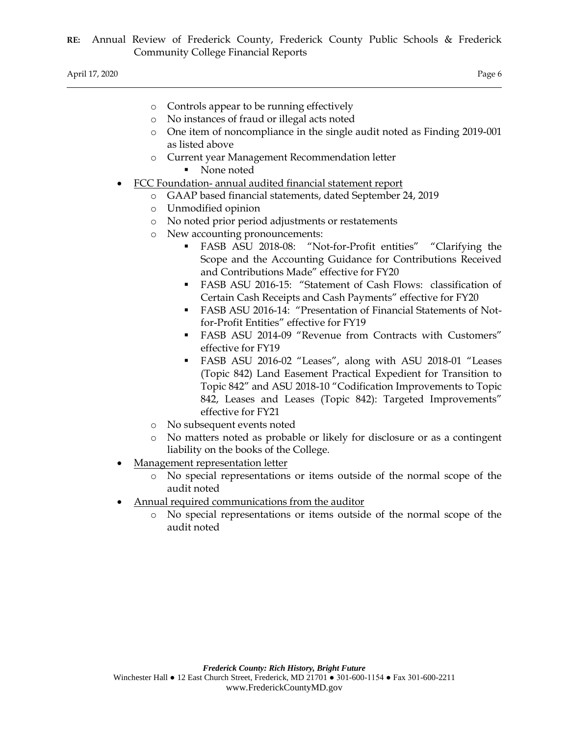- Controls appear to be running effectively
  - No instances of fraud or illegal acts noted
  - One item of noncompliance in the single audit noted as Finding 2019-001 as listed above
  - Current year Management Recommendation letter
    - None noted

- <u>FCC Foundation- annual audited financial statement report</u>
  - GAAP based financial statements, dated September 24, 2019
  - Unmodified opinion
  - No noted prior period adjustments or restatements
  - New accounting pronouncements:
    - FASB ASU 2018-08: "Not-for-Profit entities" "Clarifying the Scope and the Accounting Guidance for Contributions Received and Contributions Made" effective for FY20
    - FASB ASU 2016-15: "Statement of Cash Flows: classification of Certain Cash Receipts and Cash Payments" effective for FY20
    - FASB ASU 2016-14: "Presentation of Financial Statements of Not-for-Profit Entities" effective for FY19
    - FASB ASU 2014-09 "Revenue from Contracts with Customers" effective for FY19
    - FASB ASU 2016-02 "Leases", along with ASU 2018-01 "Leases (Topic 842) Land Easement Practical Expedient for Transition to Topic 842" and ASU 2018-10 "Codification Improvements to Topic 842, Leases and Leases (Topic 842): Targeted Improvements" effective for FY21
  - No subsequent events noted
  - No matters noted as probable or likely for disclosure or as a contingent liability on the books of the College.

- <u>Management representation letter</u>
  - No special representations or items outside of the normal scope of the audit noted

- <u>Annual required communications from the auditor</u>
  - No special representations or items outside of the normal scope of the audit noted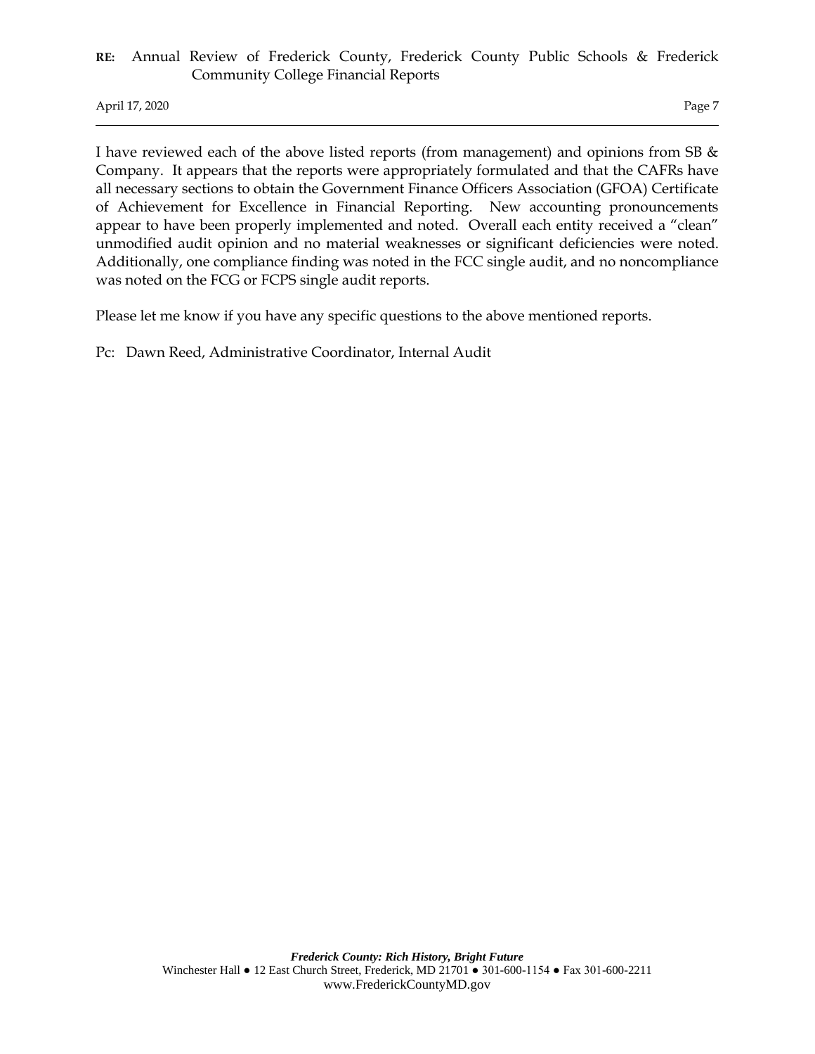I have reviewed each of the above listed reports (from management) and opinions from SB & Company. It appears that the reports were appropriately formulated and that the CAFRs have all necessary sections to obtain the Government Finance Officers Association (GFOA) Certificate of Achievement for Excellence in Financial Reporting. New accounting pronouncements appear to have been properly implemented and noted. Overall each entity received a "clean" unmodified audit opinion and no material weaknesses or significant deficiencies were noted. Additionally, one compliance finding was noted in the FCC single audit, and no noncompliance was noted on the FCG or FCPS single audit reports.

Please let me know if you have any specific questions to the above mentioned reports.

Pc: Dawn Reed, Administrative Coordinator, Internal Audit